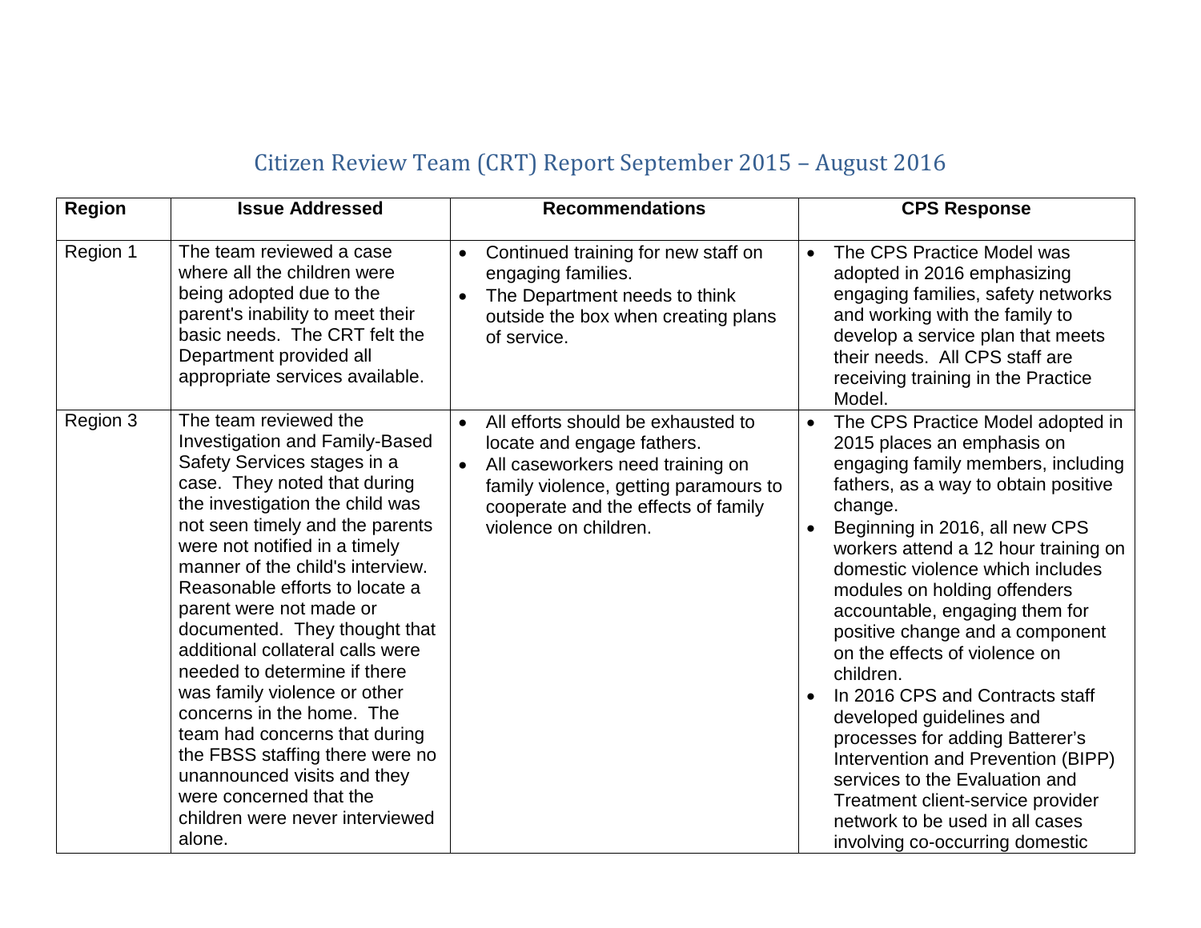# Citizen Review Team (CRT) Report September 2015 – August 2016

| Region | Issue Addressed | Recommendations | CPS Response |
|---|---|---|---|
| Region 1 | The team reviewed a case where all the children were being adopted due to the parent's inability to meet their basic needs. The CRT felt the Department provided all appropriate services available. | • Continued training for new staff on engaging families.<br>• The Department needs to think outside the box when creating plans of service. | • The CPS Practice Model was adopted in 2016 emphasizing engaging families, safety networks and working with the family to develop a service plan that meets their needs. All CPS staff are receiving training in the Practice Model. |
| Region 3 | The team reviewed the Investigation and Family-Based Safety Services stages in a case. They noted that during the investigation the child was not seen timely and the parents were not notified in a timely manner of the child's interview. Reasonable efforts to locate a parent were not made or documented. They thought that additional collateral calls were needed to determine if there was family violence or other concerns in the home. The team had concerns that during the FBSS staffing there were no unannounced visits and they were concerned that the children were never interviewed alone. | • All efforts should be exhausted to locate and engage fathers.<br>• All caseworkers need training on family violence, getting paramours to cooperate and the effects of family violence on children. | • The CPS Practice Model adopted in 2015 places an emphasis on engaging family members, including fathers, as a way to obtain positive change.<br>• Beginning in 2016, all new CPS workers attend a 12 hour training on domestic violence which includes modules on holding offenders accountable, engaging them for positive change and a component on the effects of violence on children.<br>• In 2016 CPS and Contracts staff developed guidelines and processes for adding Batterer's Intervention and Prevention (BIPP) services to the Evaluation and Treatment client-service provider network to be used in all cases involving co-occurring domestic |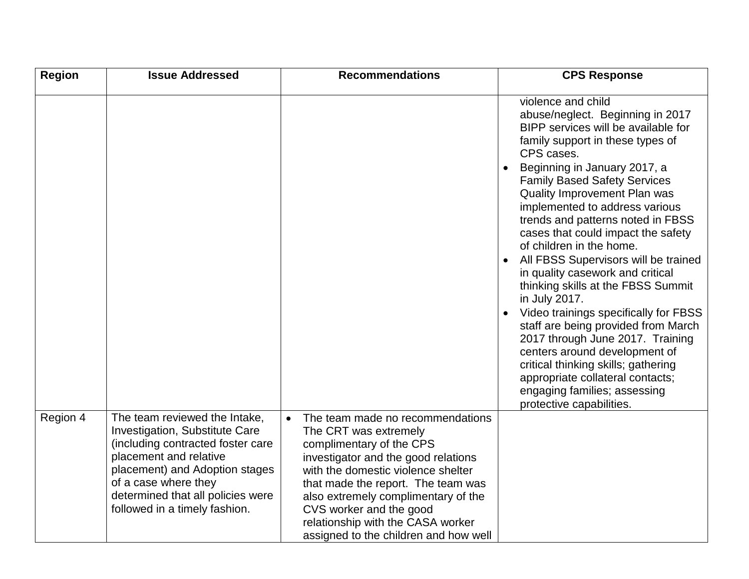| Region | Issue Addressed | Recommendations | CPS Response |
|---|---|---|---|
| | | | violence and child abuse/neglect. Beginning in 2017 BIPP services will be available for family support in these types of CPS cases.<br>• Beginning in January 2017, a Family Based Safety Services Quality Improvement Plan was implemented to address various trends and patterns noted in FBSS cases that could impact the safety of children in the home.<br>• All FBSS Supervisors will be trained in quality casework and critical thinking skills at the FBSS Summit in July 2017.<br>• Video trainings specifically for FBSS staff are being provided from March 2017 through June 2017. Training centers around development of critical thinking skills; gathering appropriate collateral contacts; engaging families; assessing protective capabilities. |
| Region 4 | The team reviewed the Intake, Investigation, Substitute Care (including contracted foster care placement and relative placement) and Adoption stages of a case where they determined that all policies were followed in a timely fashion. | • The team made no recommendations The CRT was extremely complimentary of the CPS investigator and the good relations with the domestic violence shelter that made the report. The team was also extremely complimentary of the CVS worker and the good relationship with the CASA worker assigned to the children and how well | |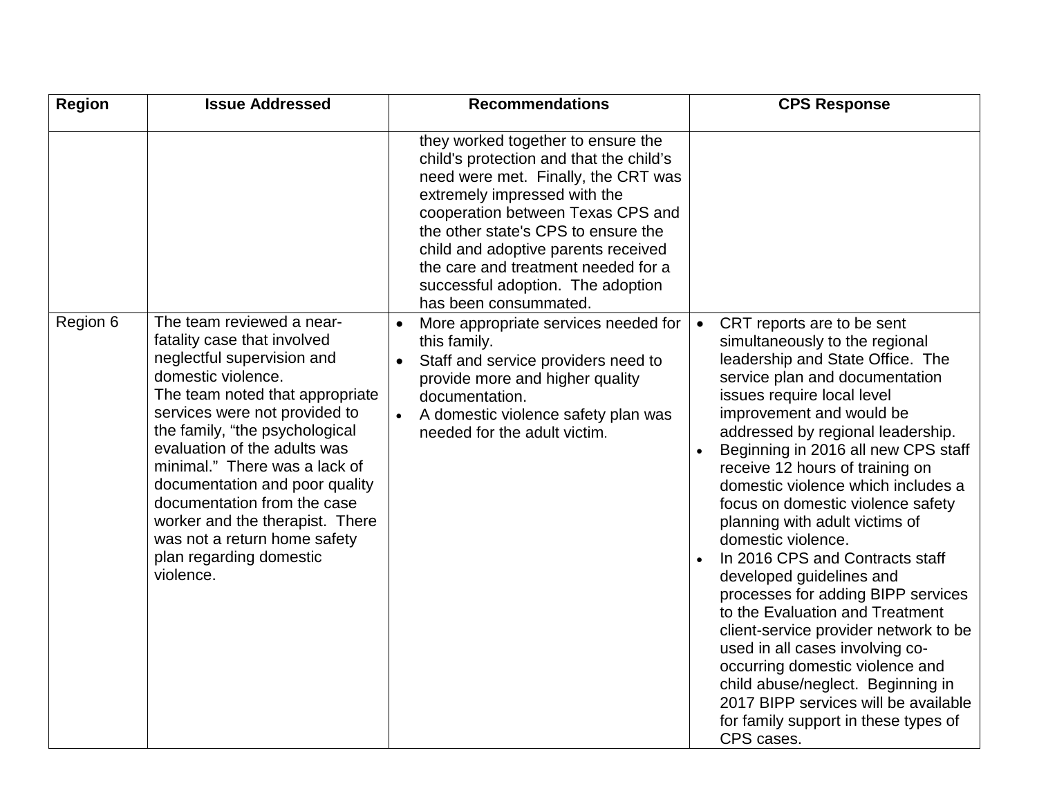| Region | Issue Addressed | Recommendations | CPS Response |
|---|---|---|---|
| | | they worked together to ensure the child's protection and that the child's need were met. Finally, the CRT was extremely impressed with the cooperation between Texas CPS and the other state's CPS to ensure the child and adoptive parents received the care and treatment needed for a successful adoption. The adoption has been consummated. | |
| Region 6 | The team reviewed a near-fatality case that involved neglectful supervision and domestic violence.<br>The team noted that appropriate services were not provided to the family, "the psychological evaluation of the adults was minimal." There was a lack of documentation and poor quality documentation from the case worker and the therapist. There was not a return home safety plan regarding domestic violence. | • More appropriate services needed for this family.<br>• Staff and service providers need to provide more and higher quality documentation.<br>• A domestic violence safety plan was needed for the adult victim. | • CRT reports are to be sent simultaneously to the regional leadership and State Office. The service plan and documentation issues require local level improvement and would be addressed by regional leadership.<br>• Beginning in 2016 all new CPS staff receive 12 hours of training on domestic violence which includes a focus on domestic violence safety planning with adult victims of domestic violence.<br>• In 2016 CPS and Contracts staff developed guidelines and processes for adding BIPP services to the Evaluation and Treatment client-service provider network to be used in all cases involving co-occurring domestic violence and child abuse/neglect. Beginning in 2017 BIPP services will be available for family support in these types of CPS cases. |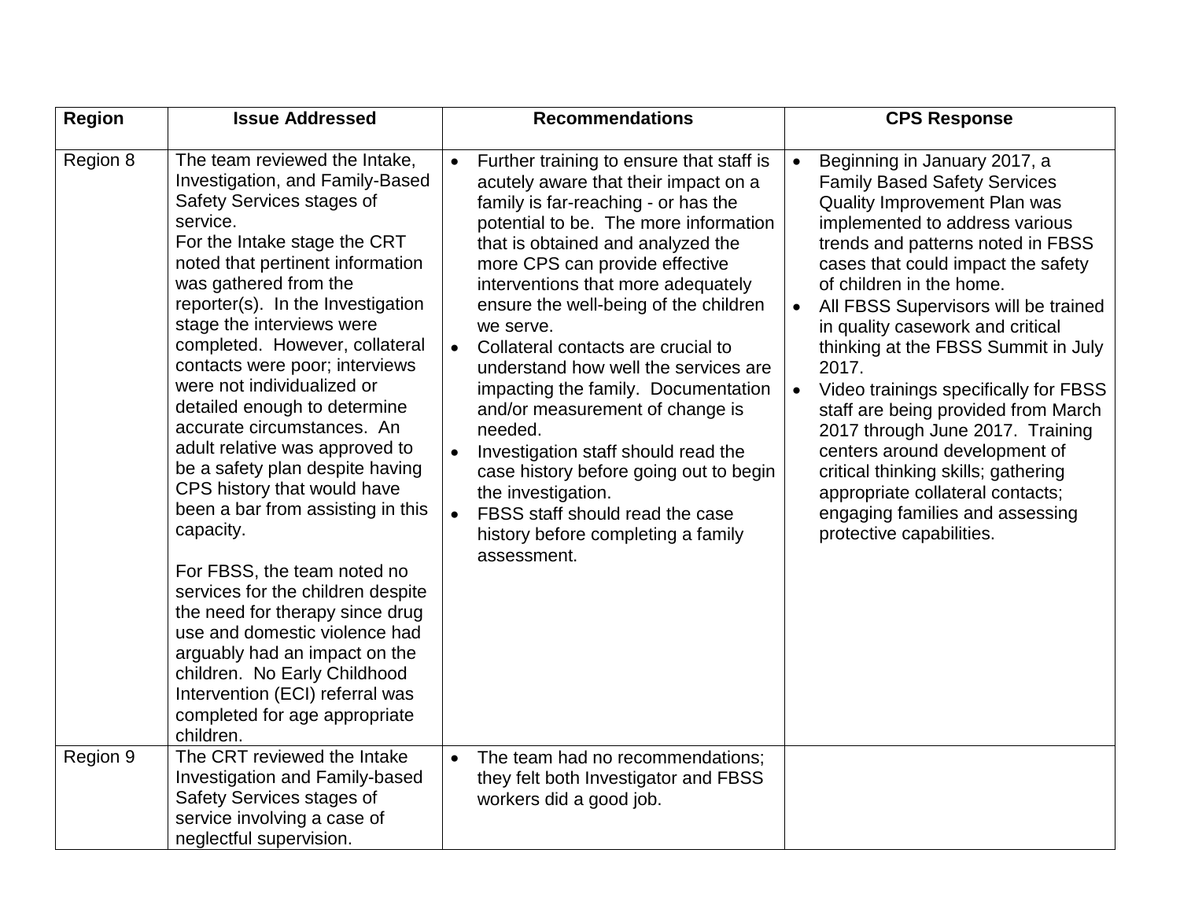| Region | Issue Addressed | Recommendations | CPS Response |
|---|---|---|---|
| Region 8 | The team reviewed the Intake, Investigation, and Family-Based Safety Services stages of service.<br>For the Intake stage the CRT noted that pertinent information was gathered from the reporter(s). In the Investigation stage the interviews were completed. However, collateral contacts were poor; interviews were not individualized or detailed enough to determine accurate circumstances. An adult relative was approved to be a safety plan despite having CPS history that would have been a bar from assisting in this capacity.<br><br>For FBSS, the team noted no services for the children despite the need for therapy since drug use and domestic violence had arguably had an impact on the children. No Early Childhood Intervention (ECI) referral was completed for age appropriate children. | • Further training to ensure that staff is acutely aware that their impact on a family is far-reaching - or has the potential to be. The more information that is obtained and analyzed the more CPS can provide effective interventions that more adequately ensure the well-being of the children we serve.<br>• Collateral contacts are crucial to understand how well the services are impacting the family. Documentation and/or measurement of change is needed.<br>• Investigation staff should read the case history before going out to begin the investigation.<br>• FBSS staff should read the case history before completing a family assessment. | • Beginning in January 2017, a Family Based Safety Services Quality Improvement Plan was implemented to address various trends and patterns noted in FBSS cases that could impact the safety of children in the home.<br>• All FBSS Supervisors will be trained in quality casework and critical thinking at the FBSS Summit in July 2017.<br>• Video trainings specifically for FBSS staff are being provided from March 2017 through June 2017. Training centers around development of critical thinking skills; gathering appropriate collateral contacts; engaging families and assessing protective capabilities. |
| Region 9 | The CRT reviewed the Intake Investigation and Family-based Safety Services stages of service involving a case of neglectful supervision. | • The team had no recommendations; they felt both Investigator and FBSS workers did a good job. | |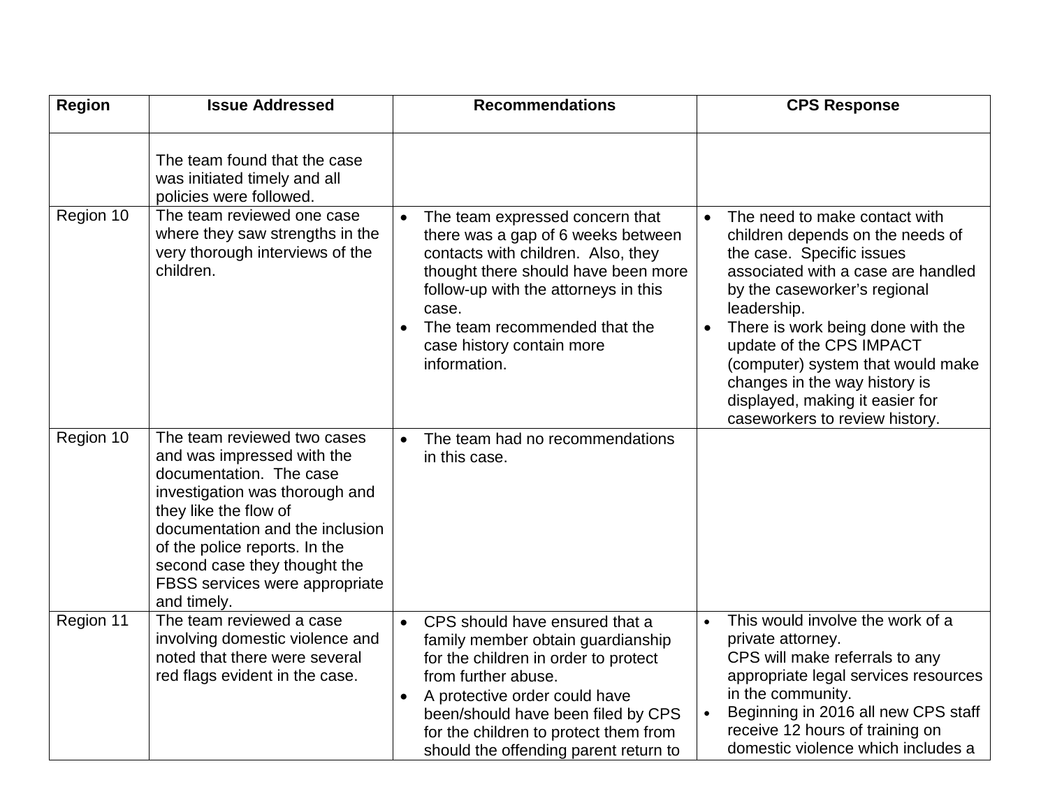| Region | Issue Addressed | Recommendations | CPS Response |
|---|---|---|---|
| | The team found that the case was initiated timely and all policies were followed. | | |
| Region 10 | The team reviewed one case where they saw strengths in the very thorough interviews of the children. | • The team expressed concern that there was a gap of 6 weeks between contacts with children. Also, they thought there should have been more follow-up with the attorneys in this case.<br>• The team recommended that the case history contain more information. | • The need to make contact with children depends on the needs of the case. Specific issues associated with a case are handled by the caseworker's regional leadership.<br>• There is work being done with the update of the CPS IMPACT (computer) system that would make changes in the way history is displayed, making it easier for caseworkers to review history. |
| Region 10 | The team reviewed two cases and was impressed with the documentation. The case investigation was thorough and they like the flow of documentation and the inclusion of the police reports. In the second case they thought the FBSS services were appropriate and timely. | • The team had no recommendations in this case. | |
| Region 11 | The team reviewed a case involving domestic violence and noted that there were several red flags evident in the case. | • CPS should have ensured that a family member obtain guardianship for the children in order to protect from further abuse.<br>• A protective order could have been/should have been filed by CPS for the children to protect them from should the offending parent return to | • This would involve the work of a private attorney. CPS will make referrals to any appropriate legal services resources in the community.<br>• Beginning in 2016 all new CPS staff receive 12 hours of training on domestic violence which includes a |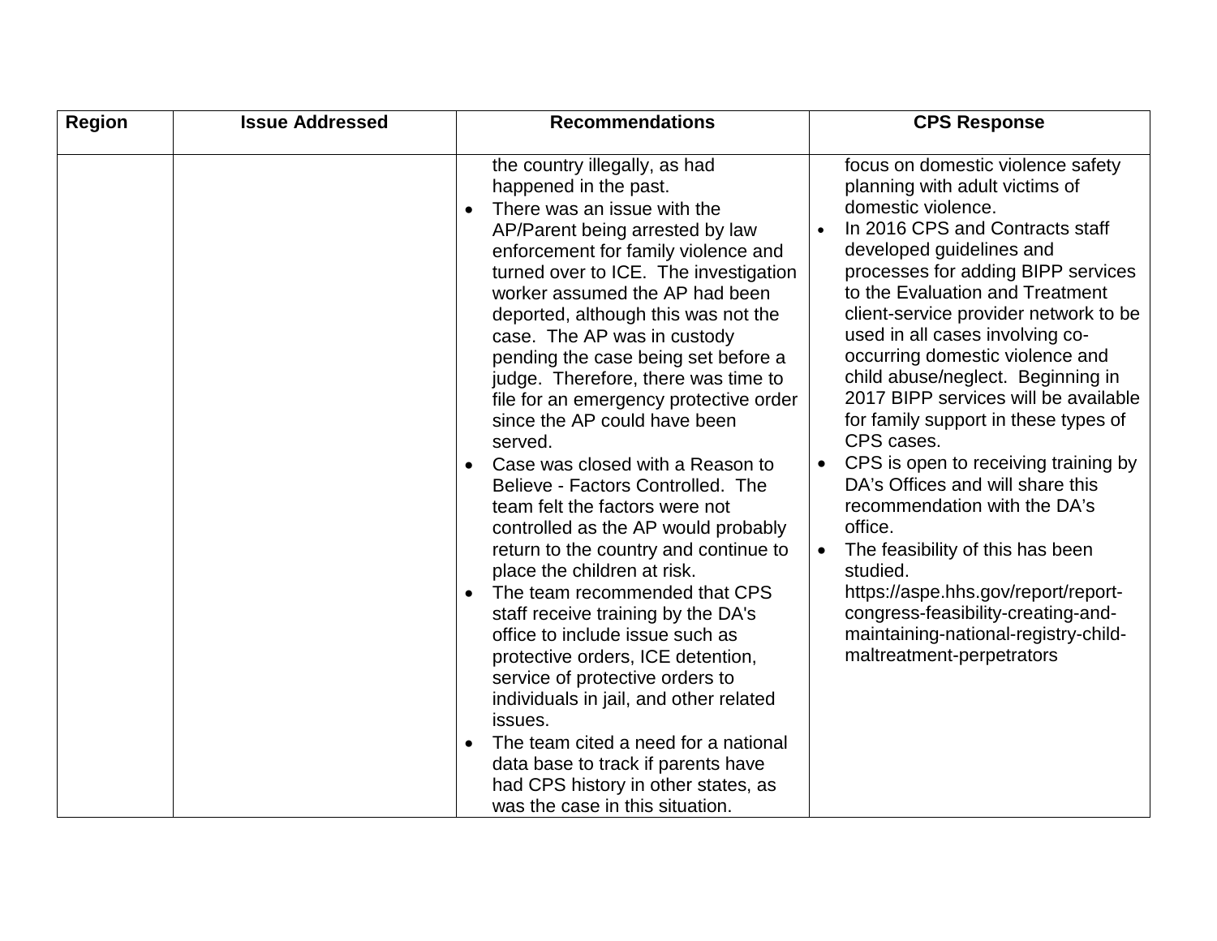| Region | Issue Addressed | Recommendations | CPS Response |
| --- | --- | --- | --- |
| | | the country illegally, as had happened in the past.<br>• There was an issue with the AP/Parent being arrested by law enforcement for family violence and turned over to ICE. The investigation worker assumed the AP had been deported, although this was not the case. The AP was in custody pending the case being set before a judge. Therefore, there was time to file for an emergency protective order since the AP could have been served.<br>• Case was closed with a Reason to Believe - Factors Controlled. The team felt the factors were not controlled as the AP would probably return to the country and continue to place the children at risk.<br>• The team recommended that CPS staff receive training by the DA's office to include issue such as protective orders, ICE detention, service of protective orders to individuals in jail, and other related issues.<br>• The team cited a need for a national data base to track if parents have had CPS history in other states, as was the case in this situation. | focus on domestic violence safety planning with adult victims of domestic violence.<br>• In 2016 CPS and Contracts staff developed guidelines and processes for adding BIPP services to the Evaluation and Treatment client-service provider network to be used in all cases involving co-occurring domestic violence and child abuse/neglect. Beginning in 2017 BIPP services will be available for family support in these types of CPS cases.<br>• CPS is open to receiving training by DA's Offices and will share this recommendation with the DA's office.<br>• The feasibility of this has been studied. https://aspe.hhs.gov/report/report-congress-feasibility-creating-and-maintaining-national-registry-child-maltreatment-perpetrators |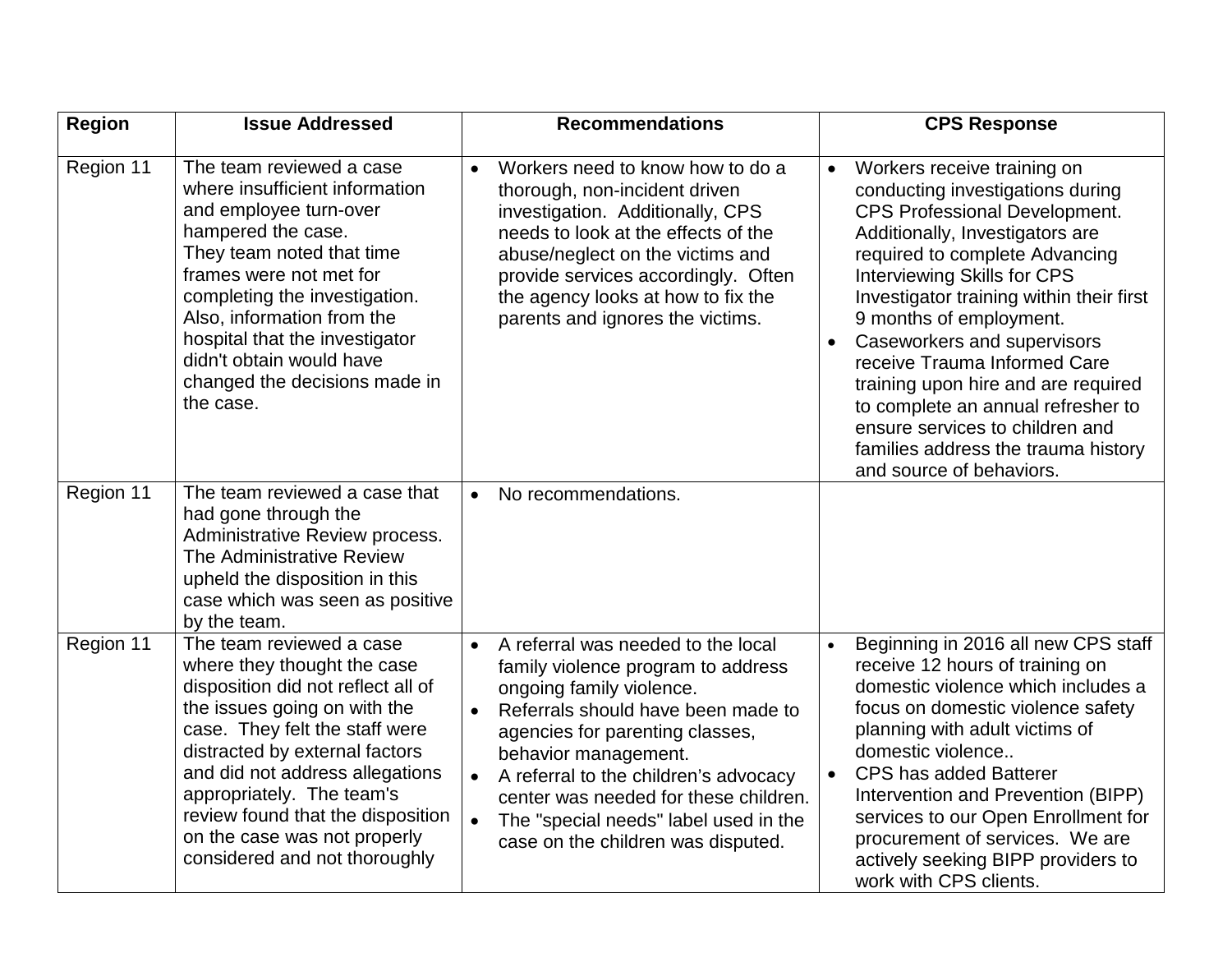| Region | Issue Addressed | Recommendations | CPS Response |
|---|---|---|---|
| Region 11 | The team reviewed a case where insufficient information and employee turn-over hampered the case. They team noted that time frames were not met for completing the investigation. Also, information from the hospital that the investigator didn't obtain would have changed the decisions made in the case. | • Workers need to know how to do a thorough, non-incident driven investigation. Additionally, CPS needs to look at the effects of the abuse/neglect on the victims and provide services accordingly. Often the agency looks at how to fix the parents and ignores the victims. | • Workers receive training on conducting investigations during CPS Professional Development. Additionally, Investigators are required to complete Advancing Interviewing Skills for CPS Investigator training within their first 9 months of employment. • Caseworkers and supervisors receive Trauma Informed Care training upon hire and are required to complete an annual refresher to ensure services to children and families address the trauma history and source of behaviors. |
| Region 11 | The team reviewed a case that had gone through the Administrative Review process. The Administrative Review upheld the disposition in this case which was seen as positive by the team. | • No recommendations. | |
| Region 11 | The team reviewed a case where they thought the case disposition did not reflect all of the issues going on with the case. They felt the staff were distracted by external factors and did not address allegations appropriately. The team's review found that the disposition on the case was not properly considered and not thoroughly | • A referral was needed to the local family violence program to address ongoing family violence. • Referrals should have been made to agencies for parenting classes, behavior management. • A referral to the children's advocacy center was needed for these children. • The "special needs" label used in the case on the children was disputed. | • Beginning in 2016 all new CPS staff receive 12 hours of training on domestic violence which includes a focus on domestic violence safety planning with adult victims of domestic violence.. • CPS has added Batterer Intervention and Prevention (BIPP) services to our Open Enrollment for procurement of services. We are actively seeking BIPP providers to work with CPS clients. |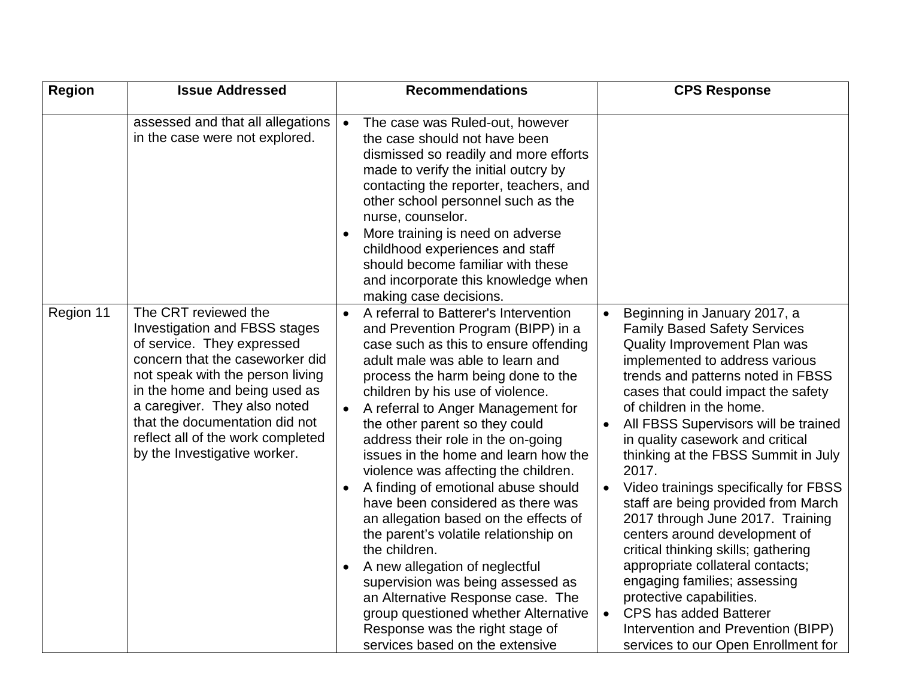| Region | Issue Addressed | Recommendations | CPS Response |
|---|---|---|---|
| | assessed and that all allegations in the case were not explored. | • The case was Ruled-out, however the case should not have been dismissed so readily and more efforts made to verify the initial outcry by contacting the reporter, teachers, and other school personnel such as the nurse, counselor.<br>• More training is need on adverse childhood experiences and staff should become familiar with these and incorporate this knowledge when making case decisions. | |
| Region 11 | The CRT reviewed the Investigation and FBSS stages of service. They expressed concern that the caseworker did not speak with the person living in the home and being used as a caregiver. They also noted that the documentation did not reflect all of the work completed by the Investigative worker. | • A referral to Batterer's Intervention and Prevention Program (BIPP) in a case such as this to ensure offending adult male was able to learn and process the harm being done to the children by his use of violence.<br>• A referral to Anger Management for the other parent so they could address their role in the on-going issues in the home and learn how the violence was affecting the children.<br>• A finding of emotional abuse should have been considered as there was an allegation based on the effects of the parent's volatile relationship on the children.<br>• A new allegation of neglectful supervision was being assessed as an Alternative Response case. The group questioned whether Alternative Response was the right stage of services based on the extensive | • Beginning in January 2017, a Family Based Safety Services Quality Improvement Plan was implemented to address various trends and patterns noted in FBSS cases that could impact the safety of children in the home.<br>• All FBSS Supervisors will be trained in quality casework and critical thinking at the FBSS Summit in July 2017.<br>• Video trainings specifically for FBSS staff are being provided from March 2017 through June 2017. Training centers around development of critical thinking skills; gathering appropriate collateral contacts; engaging families; assessing protective capabilities.<br>• CPS has added Batterer Intervention and Prevention (BIPP) services to our Open Enrollment for |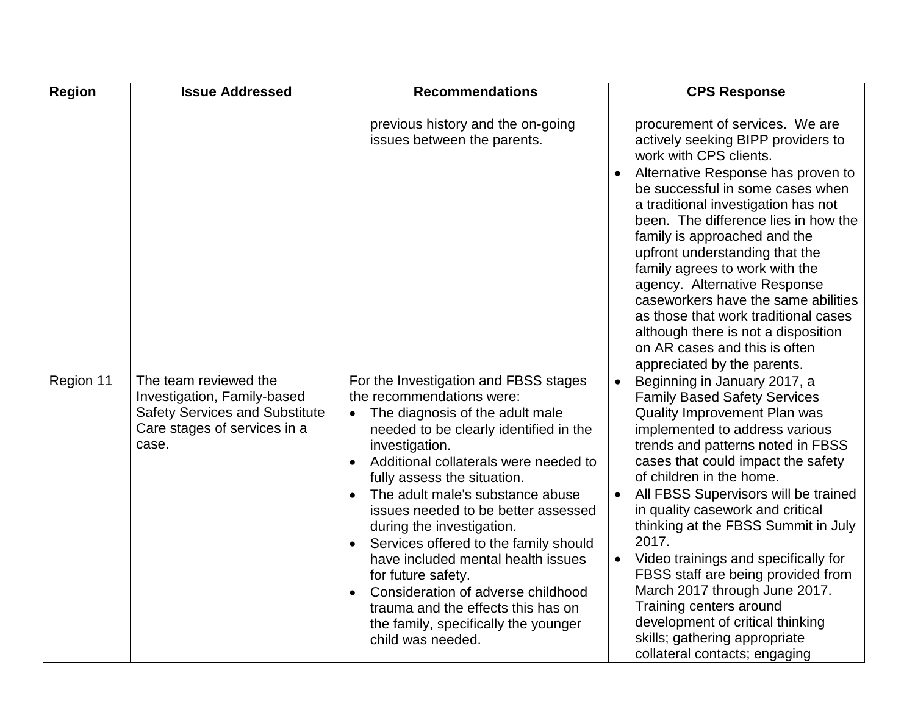| Region | Issue Addressed | Recommendations | CPS Response |
|---|---|---|---|
| | | previous history and the on-going issues between the parents. | procurement of services. We are actively seeking BIPP providers to work with CPS clients.<br>• Alternative Response has proven to be successful in some cases when a traditional investigation has not been. The difference lies in how the family is approached and the upfront understanding that the family agrees to work with the agency. Alternative Response caseworkers have the same abilities as those that work traditional cases although there is not a disposition on AR cases and this is often appreciated by the parents. |
| Region 11 | The team reviewed the Investigation, Family-based Safety Services and Substitute Care stages of services in a case. | For the Investigation and FBSS stages the recommendations were:<br>• The diagnosis of the adult male needed to be clearly identified in the investigation.<br>• Additional collaterals were needed to fully assess the situation.<br>• The adult male's substance abuse issues needed to be better assessed during the investigation.<br>• Services offered to the family should have included mental health issues for future safety.<br>• Consideration of adverse childhood trauma and the effects this has on the family, specifically the younger child was needed. | • Beginning in January 2017, a Family Based Safety Services Quality Improvement Plan was implemented to address various trends and patterns noted in FBSS cases that could impact the safety of children in the home.<br>• All FBSS Supervisors will be trained in quality casework and critical thinking at the FBSS Summit in July 2017.<br>• Video trainings and specifically for FBSS staff are being provided from March 2017 through June 2017. Training centers around development of critical thinking skills; gathering appropriate collateral contacts; engaging |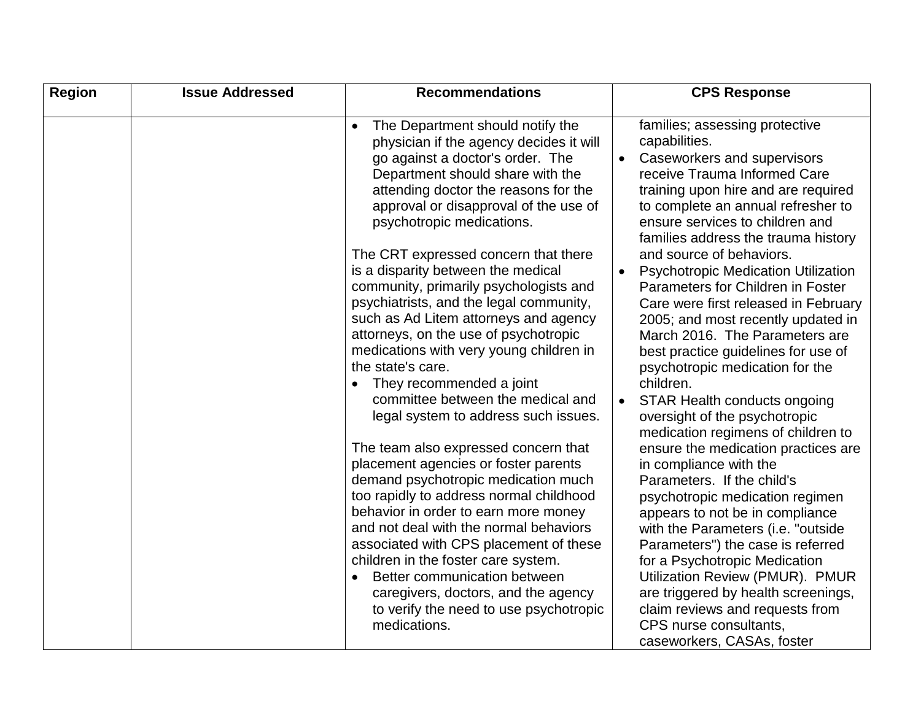| Region | Issue Addressed | Recommendations | CPS Response |
|---|---|---|---|
| | | <ul><li>The Department should notify the physician if the agency decides it will go against a doctor's order. The Department should share with the attending doctor the reasons for the approval or disapproval of the use of psychotropic medications.</li></ul>The CRT expressed concern that there is a disparity between the medical community, primarily psychologists and psychiatrists, and the legal community, such as Ad Litem attorneys and agency attorneys, on the use of psychotropic medications with very young children in the state's care.<ul><li>They recommended a joint committee between the medical and legal system to address such issues.</li></ul>The team also expressed concern that placement agencies or foster parents demand psychotropic medication much too rapidly to address normal childhood behavior in order to earn more money and not deal with the normal behaviors associated with CPS placement of these children in the foster care system.<ul><li>Better communication between caregivers, doctors, and the agency to verify the need to use psychotropic medications.</li></ul> | families; assessing protective capabilities.<ul><li>Caseworkers and supervisors receive Trauma Informed Care training upon hire and are required to complete an annual refresher to ensure services to children and families address the trauma history and source of behaviors.</li><li>Psychotropic Medication Utilization Parameters for Children in Foster Care were first released in February 2005; and most recently updated in March 2016. The Parameters are best practice guidelines for use of psychotropic medication for the children.</li><li>STAR Health conducts ongoing oversight of the psychotropic medication regimens of children to ensure the medication practices are in compliance with the Parameters. If the child's psychotropic medication regimen appears to not be in compliance with the Parameters (i.e. "outside Parameters") the case is referred for a Psychotropic Medication Utilization Review (PMUR). PMUR are triggered by health screenings, claim reviews and requests from CPS nurse consultants, caseworkers, CASAs, foster</li></ul> |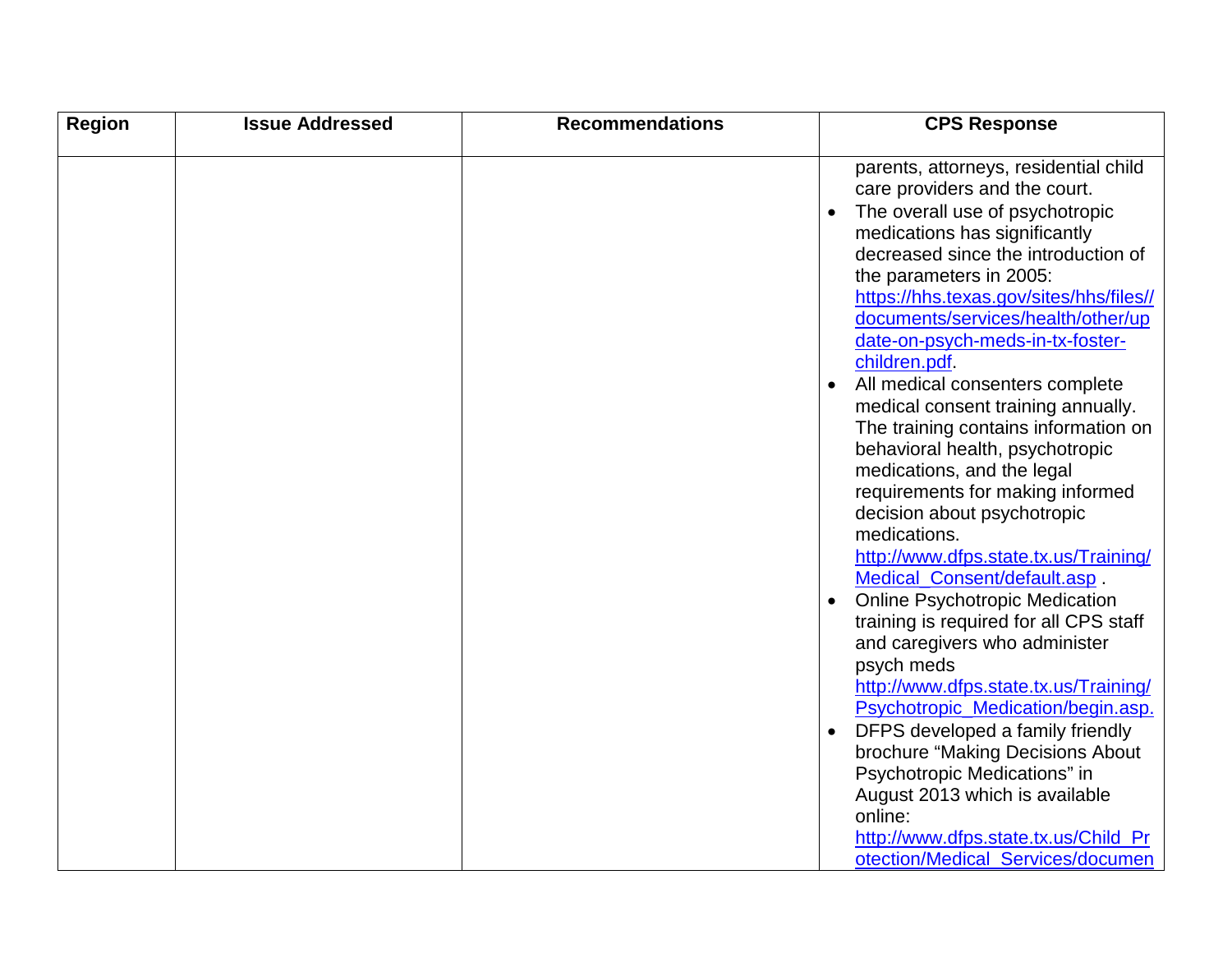| Region | Issue Addressed | Recommendations | CPS Response |
|---|---|---|---|
| | | | parents, attorneys, residential child care providers and the court.<br>• The overall use of psychotropic medications has significantly decreased since the introduction of the parameters in 2005: https://hhs.texas.gov/sites/hhs/files//documents/services/health/other/update-on-psych-meds-in-tx-foster-children.pdf.<br>• All medical consenters complete medical consent training annually. The training contains information on behavioral health, psychotropic medications, and the legal requirements for making informed decision about psychotropic medications. http://www.dfps.state.tx.us/Training/Medical_Consent/default.asp .<br>• Online Psychotropic Medication training is required for all CPS staff and caregivers who administer psych meds http://www.dfps.state.tx.us/Training/Psychotropic_Medication/begin.asp.<br>• DFPS developed a family friendly brochure "Making Decisions About Psychotropic Medications" in August 2013 which is available online: http://www.dfps.state.tx.us/Child_Protection/Medical_Services/documen |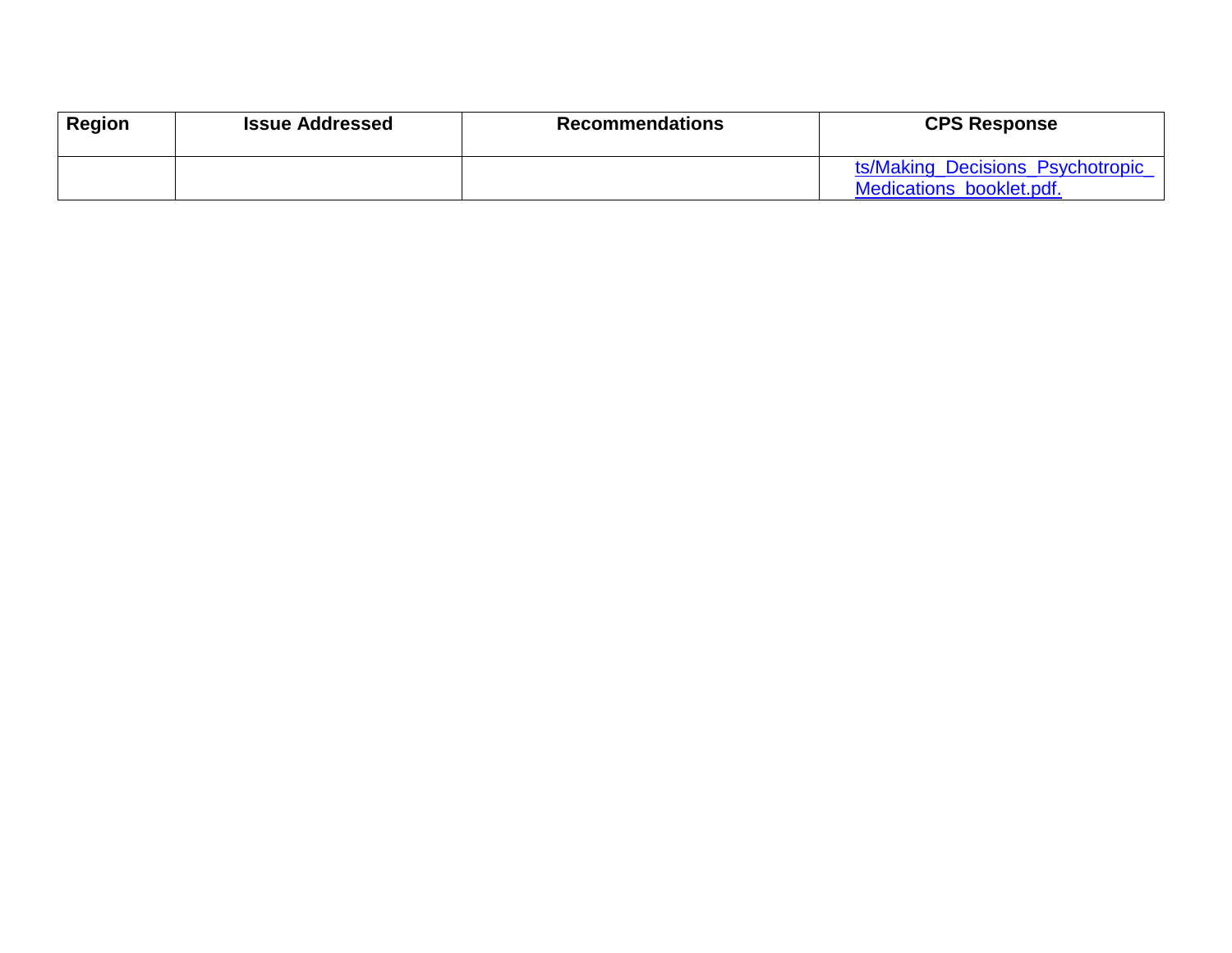| Region | Issue Addressed | Recommendations | CPS Response |
| --- | --- | --- | --- |
| | | | ts/Making_Decisions_Psychotropic_Medications_booklet.pdf. |